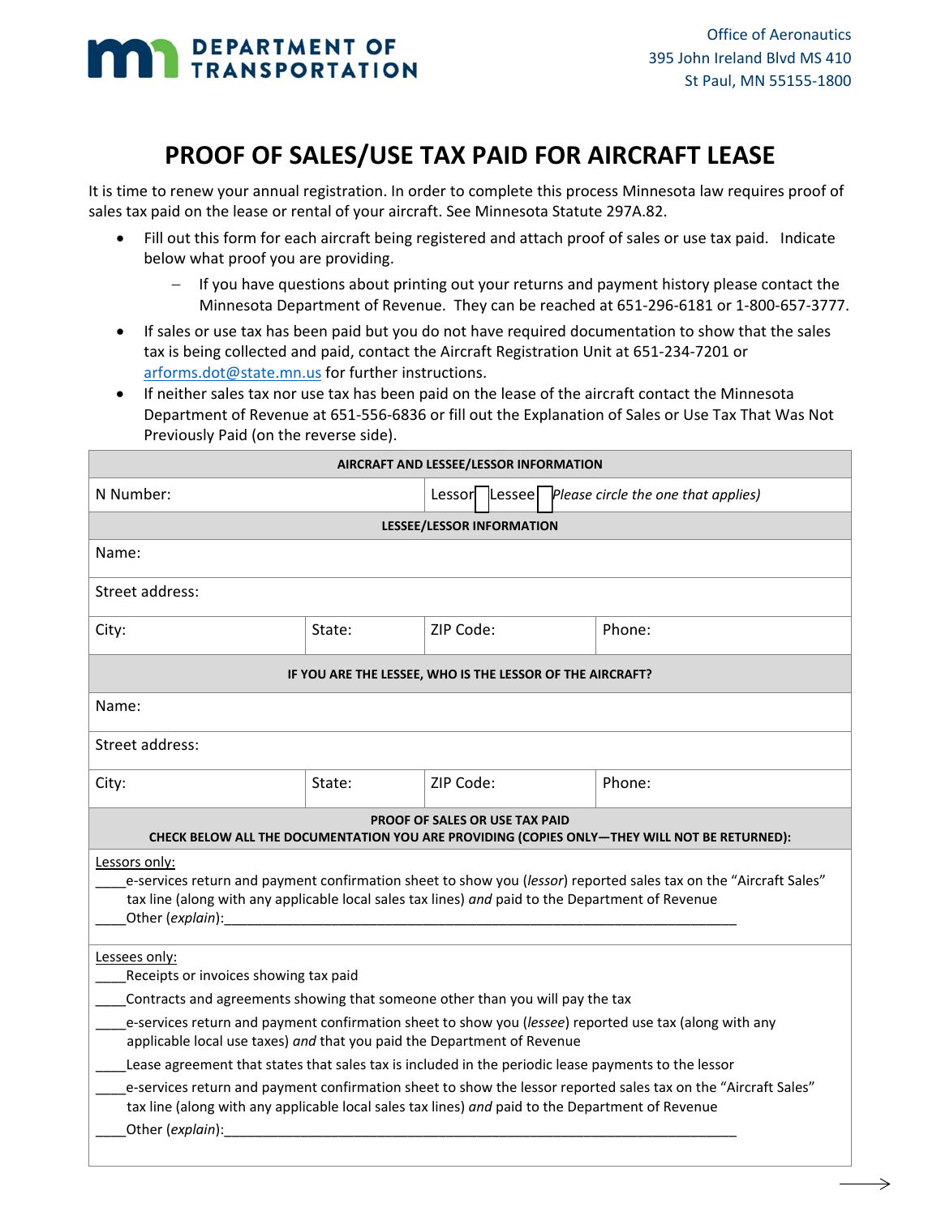DEPARTMENT OF TRANSPORTATION

Office of Aeronautics
395 John Ireland Blvd MS 410
St Paul, MN 55155-1800

# PROOF OF SALES/USE TAX PAID FOR AIRCRAFT LEASE

It is time to renew your annual registration. In order to complete this process Minnesota law requires proof of sales tax paid on the lease or rental of your aircraft. See Minnesota Statute 297A.82.

- Fill out this form for each aircraft being registered and attach proof of sales or use tax paid. Indicate below what proof you are providing.
  - If you have questions about printing out your returns and payment history please contact the Minnesota Department of Revenue. They can be reached at 651-296-6181 or 1-800-657-3777.
- If sales or use tax has been paid but you do not have required documentation to show that the sales tax is being collected and paid, contact the Aircraft Registration Unit at 651-234-7201 or arforms.dot@state.mn.us for further instructions.
- If neither sales tax nor use tax has been paid on the lease of the aircraft contact the Minnesota Department of Revenue at 651-556-6836 or fill out the Explanation of Sales or Use Tax That Was Not Previously Paid (on the reverse side).

| **AIRCRAFT AND LESSEE/LESSOR INFORMATION** | | | |
|---|---|---|---|
| N Number: | | Lessor ☐ Lessee ☐ *Please circle the one that applies)* | |
| **LESSEE/LESSOR INFORMATION** | | | |
| Name: | | | |
| Street address: | | | |
| City: | State: | ZIP Code: | Phone: |
| **IF YOU ARE THE LESSEE, WHO IS THE LESSOR OF THE AIRCRAFT?** | | | |
| Name: | | | |
| Street address: | | | |
| City: | State: | ZIP Code: | Phone: |

**PROOF OF SALES OR USE TAX PAID**
**CHECK BELOW ALL THE DOCUMENTATION YOU ARE PROVIDING (COPIES ONLY—THEY WILL NOT BE RETURNED):**

Lessors only:

____e-services return and payment confirmation sheet to show you (*lessor*) reported sales tax on the "Aircraft Sales" tax line (along with any applicable local sales tax lines) *and* paid to the Department of Revenue

____Other (*explain*):____________________________________________________________________

Lessees only:

____Receipts or invoices showing tax paid

____Contracts and agreements showing that someone other than you will pay the tax

____e-services return and payment confirmation sheet to show you (*lessee*) reported use tax (along with any applicable local use taxes) *and* that you paid the Department of Revenue

____Lease agreement that states that sales tax is included in the periodic lease payments to the lessor

____e-services return and payment confirmation sheet to show the lessor reported sales tax on the "Aircraft Sales" tax line (along with any applicable local sales tax lines) *and* paid to the Department of Revenue

____Other (*explain*):____________________________________________________________________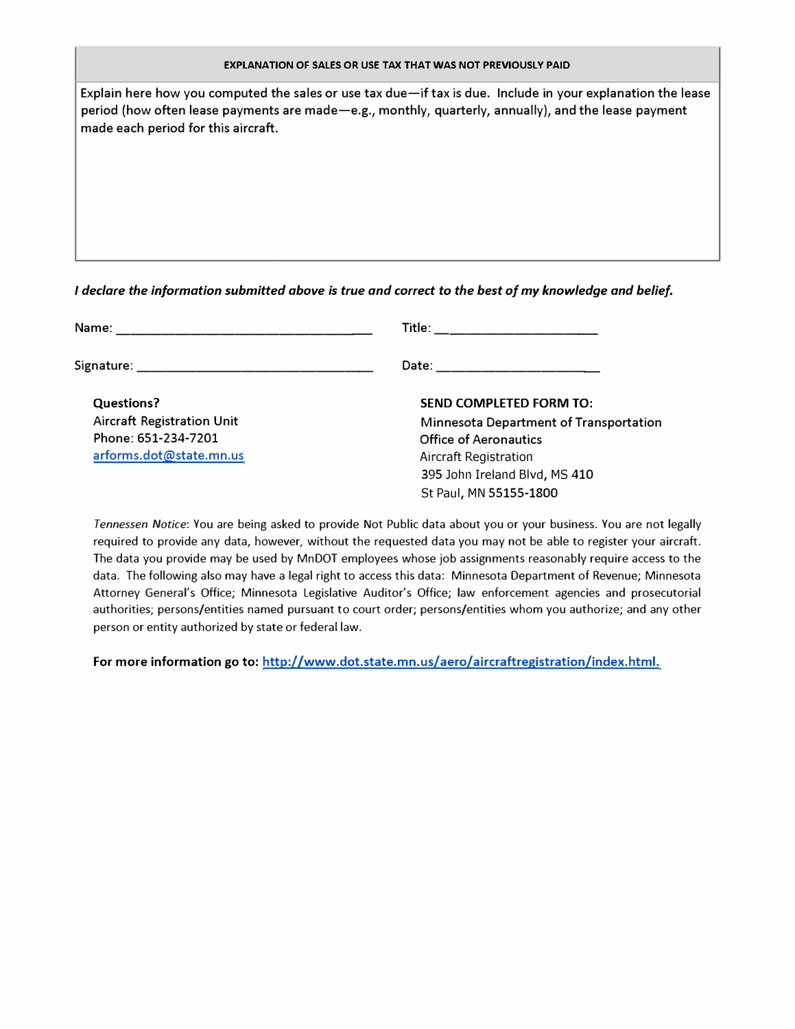| EXPLANATION OF SALES OR USE TAX THAT WAS NOT PREVIOUSLY PAID |
| --- |
| Explain here how you computed the sales or use tax due—if tax is due. Include in your explanation the lease period (how often lease payments are made—e.g., monthly, quarterly, annually), and the lease payment made each period for this aircraft. |

***I declare the information submitted above is true and correct to the best of my knowledge and belief.***

Name: ____________________________________ Title: ______________________

Signature: _________________________________ Date: ______________________

**Questions?**
Aircraft Registration Unit
Phone: 651-234-7201
arforms.dot@state.mn.us

**SEND COMPLETED FORM TO:**
Minnesota Department of Transportation
Office of Aeronautics
Aircraft Registration
395 John Ireland Blvd, MS 410
St Paul, MN 55155-1800

*Tennessen Notice*: You are being asked to provide Not Public data about you or your business. You are not legally required to provide any data, however, without the requested data you may not be able to register your aircraft. The data you provide may be used by MnDOT employees whose job assignments reasonably require access to the data. The following also may have a legal right to access this data: Minnesota Department of Revenue; Minnesota Attorney General's Office; Minnesota Legislative Auditor's Office; law enforcement agencies and prosecutorial authorities; persons/entities named pursuant to court order; persons/entities whom you authorize; and any other person or entity authorized by state or federal law.

**For more information go to:** http://www.dot.state.mn.us/aero/aircraftregistration/index.html.